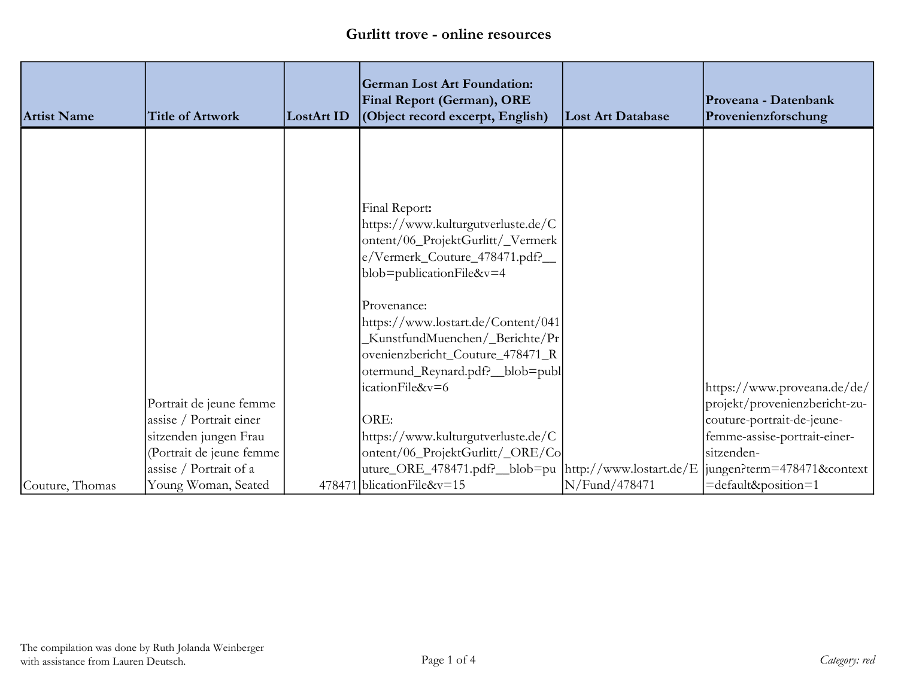# Gurlitt trove - online resources

| Artist Name | Title of Artwork | LostArt ID | German Lost Art Foundation: Final Report (German), ORE (Object record excerpt, English) | Lost Art Database | Proveana - Datenbank Provenienzforschung |
|---|---|---|---|---|---|
| Couture, Thomas | Portrait de jeune femme assise / Portrait einer sitzenden jungen Frau (Portrait de jeune femme assise / Portrait of a Young Woman, Seated | 478471 | Final Report**:** https://www.kulturgutverluste.de/Content/06_ProjektGurlitt/_Vermerke/Vermerk_Couture_478471.pdf?__blob=publicationFile&v=4<br><br>Provenance: https://www.lostart.de/Content/041_KunstfundMuenchen/_Berichte/Provenienzbericht_Couture_478471_Rotermund_Reynard.pdf?__blob=publicationFile&v=6<br><br>ORE: https://www.kulturgutverluste.de/Content/06_ProjektGurlitt/_ORE/Couture_ORE_478471.pdf?__blob=publicationFile&v=15 | http://www.lostart.de/EN/Fund/478471 | https://www.proveana.de/de/projekt/provenienzbericht-zu-couture-portrait-de-jeune-femme-assise-portrait-einer-sitzenden-jungen?term=478471&context=default&position=1 |

The compilation was done by Ruth Jolanda Weinberger with assistance from Lauren Deutsch.

*Category: red*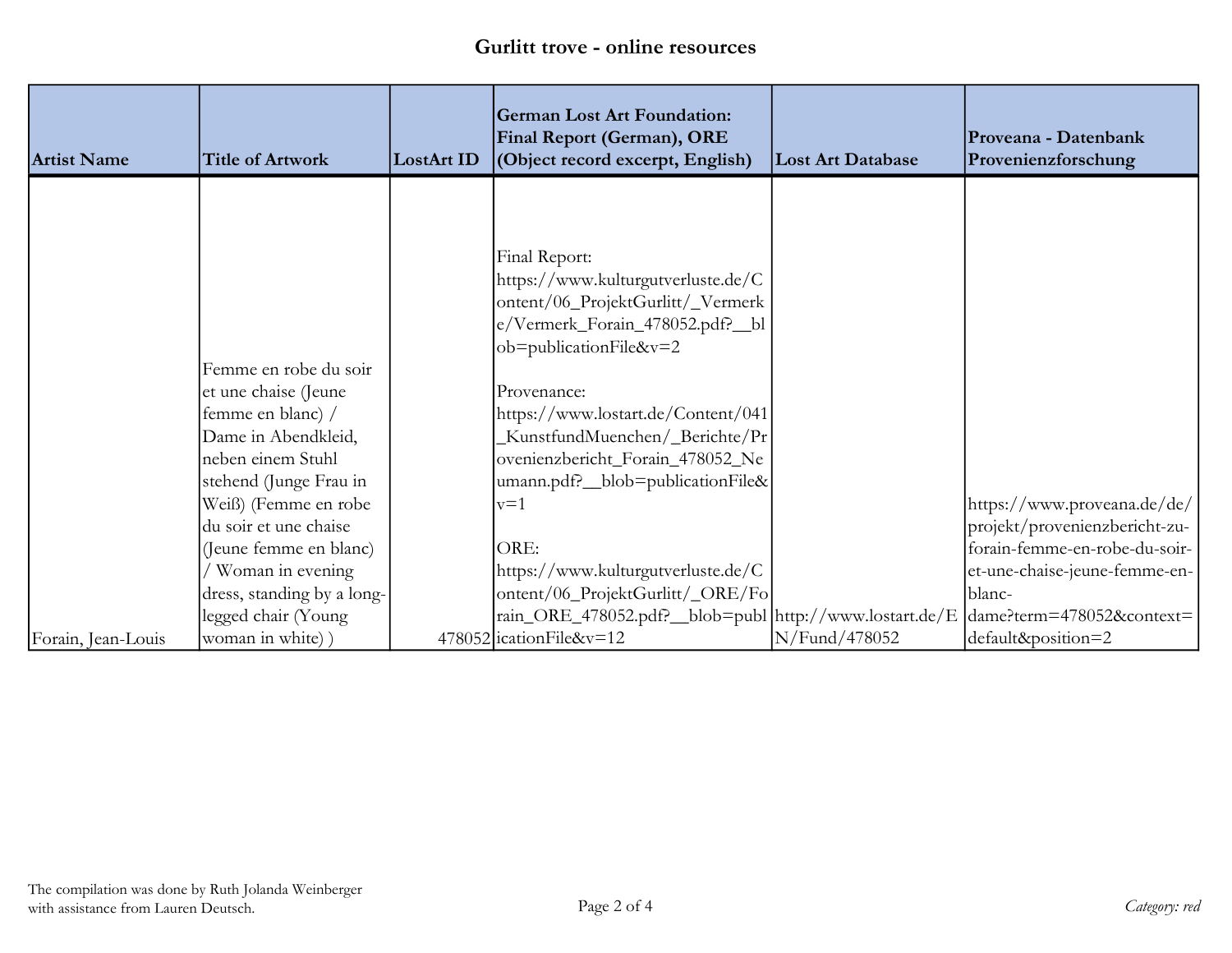# Gurlitt trove - online resources

| Artist Name | Title of Artwork | LostArt ID | German Lost Art Foundation: Final Report (German), ORE (Object record excerpt, English) | Lost Art Database | Proveana - Datenbank Provenienzforschung |
|---|---|---|---|---|---|
| Forain, Jean-Louis | Femme en robe du soir et une chaise (Jeune femme en blanc) / Dame in Abendkleid, neben einem Stuhl stehend (Junge Frau in Weiß) (Femme en robe du soir et une chaise (Jeune femme en blanc) / Woman in evening dress, standing by a long-legged chair (Young woman in white) ) | 478052 | Final Report: https://www.kulturgutverluste.de/Content/06_ProjektGurlitt/_Vermerke/Vermerk_Forain_478052.pdf?__blob=publicationFile&v=2<br><br>Provenance: https://www.lostart.de/Content/041_KunstfundMuenchen/_Berichte/Provenienzbericht_Forain_478052_Neumann.pdf?__blob=publicationFile&v=1<br><br>ORE: https://www.kulturgutverluste.de/Content/06_ProjektGurlitt/_ORE/Forain_ORE_478052.pdf?__blob=publicationFile&v=12 | http://www.lostart.de/EN/Fund/478052 | https://www.proveana.de/de/projekt/provenienzbericht-zu-forain-femme-en-robe-du-soir-et-une-chaise-jeune-femme-en-blanc-dame?term=478052&context=default&position=2 |

The compilation was done by Ruth Jolanda Weinberger with assistance from Lauren Deutsch.

*Category: red*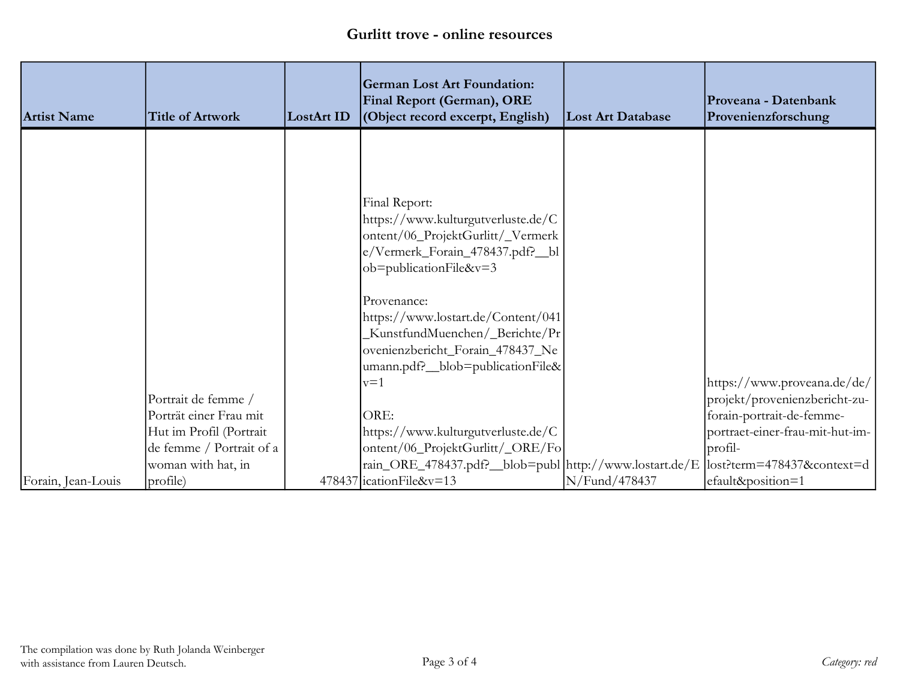# Gurlitt trove - online resources

| Artist Name | Title of Artwork | LostArt ID | German Lost Art Foundation: Final Report (German), ORE (Object record excerpt, English) | Lost Art Database | Proveana - Datenbank Provenienzforschung |
|---|---|---|---|---|---|
| Forain, Jean-Louis | Portrait de femme / Porträt einer Frau mit Hut im Profil (Portrait de femme / Portrait of a woman with hat, in profile) | 478437 | Final Report: https://www.kulturgutverluste.de/Content/06_ProjektGurlitt/_Vermerke/Vermerk_Forain_478437.pdf?__blob=publicationFile&v=3 <br><br> Provenance: https://www.lostart.de/Content/041_KunstfundMuenchen/_Berichte/Provenienzbericht_Forain_478437_Neumann.pdf?__blob=publicationFile&v=1 <br><br> ORE: https://www.kulturgutverluste.de/Content/06_ProjektGurlitt/_ORE/Forain_ORE_478437.pdf?__blob=publicationFile&v=13 | http://www.lostart.de/EN/Fund/478437 | https://www.proveana.de/de/projekt/provenienzbericht-zu-forain-portrait-de-femme-portraet-einer-frau-mit-hut-im-profil-lost?term=478437&context=default&position=1 |

The compilation was done by Ruth Jolanda Weinberger with assistance from Lauren Deutsch.

*Category: red*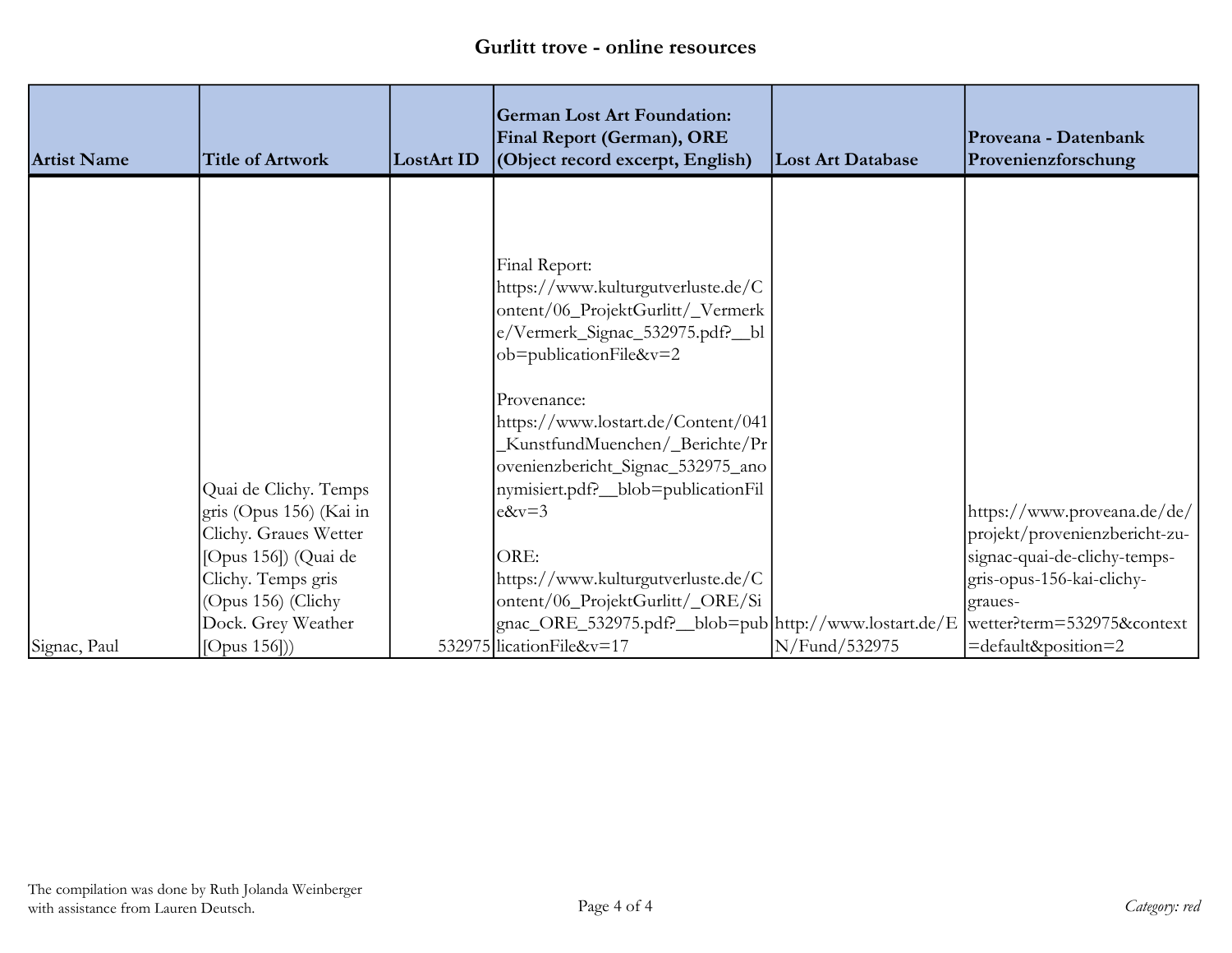# Gurlitt trove - online resources

| Artist Name | Title of Artwork | LostArt ID | German Lost Art Foundation: Final Report (German), ORE (Object record excerpt, English) | Lost Art Database | Proveana - Datenbank Provenienzforschung |
|---|---|---|---|---|---|
| Signac, Paul | Quai de Clichy. Temps gris (Opus 156) (Kai in Clichy. Graues Wetter [Opus 156]) (Quai de Clichy. Temps gris (Opus 156) (Clichy Dock. Grey Weather [Opus 156])) | 532975 | Final Report: https://www.kulturgutverluste.de/Content/06_ProjektGurlitt/_Vermerke/Vermerk_Signac_532975.pdf?__blob=publicationFile&v=2<br><br>Provenance: https://www.lostart.de/Content/041_KunstfundMuenchen/_Berichte/Provenienzbericht_Signac_532975_anonymisiert.pdf?__blob=publicationFile&v=3<br><br>ORE: https://www.kulturgutverluste.de/Content/06_ProjektGurlitt/_ORE/Signac_ORE_532975.pdf?__blob=publicationFile&v=17 | http://www.lostart.de/EN/Fund/532975 | https://www.proveana.de/de/projekt/provenienzbericht-zu-signac-quai-de-clichy-temps-gris-opus-156-kai-clichy-graues-wetter?term=532975&context=default&position=2 |

The compilation was done by Ruth Jolanda Weinberger with assistance from Lauren Deutsch.

*Category: red*